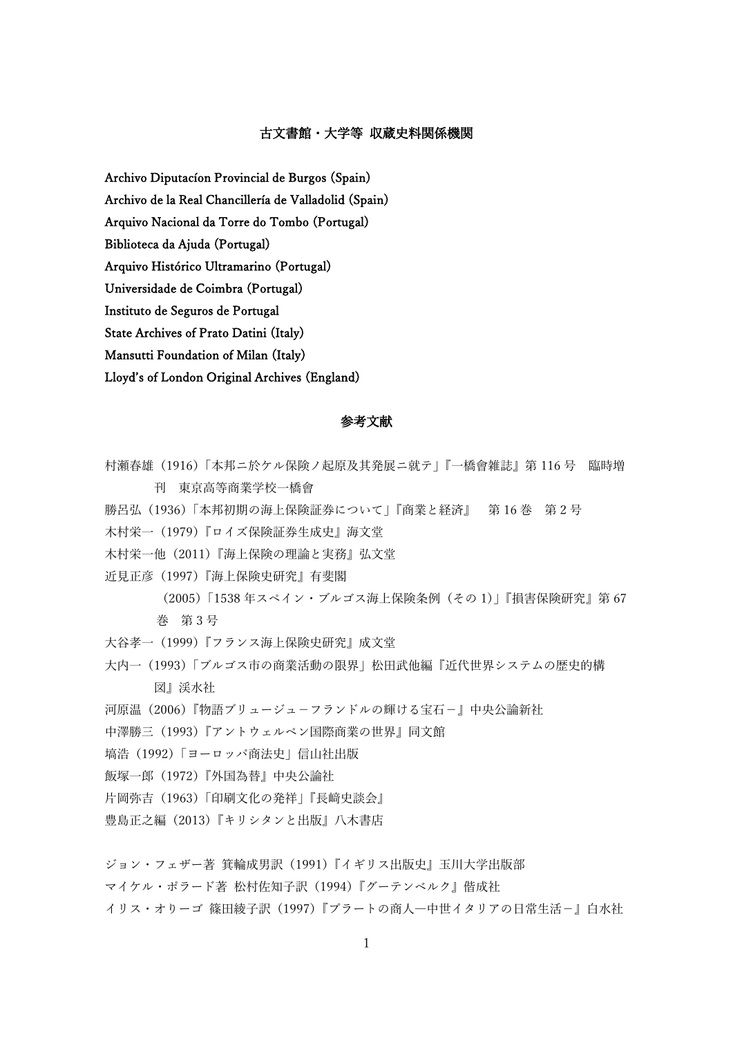## 古文書館・大学等 収蔵史料関係機関

Archivo Diputacíon Provincial de Burgos (Spain)
Archivo de la Real Chancillería de Valladolid (Spain)
Arquivo Nacional da Torre do Tombo (Portugal)
Biblioteca da Ajuda (Portugal)
Arquivo Histórico Ultramarino (Portugal)
Universidade de Coimbra (Portugal)
Instituto de Seguros de Portugal
State Archives of Prato Datini (Italy)
Mansutti Foundation of Milan (Italy)
Lloyd's of London Original Archives (England)

## 参考文献

村瀬春雄（1916）「本邦ニ於ケル保険ノ起原及其発展ニ就テ」『一橋會雑誌』第 116 号　臨時増刊　東京高等商業学校一橋會

勝呂弘（1936）「本邦初期の海上保険証券について」『商業と経済』　第 16 巻　第 2 号

木村栄一（1979）『ロイズ保険証券生成史』海文堂

木村栄一他（2011）『海上保険の理論と実務』弘文堂

近見正彦（1997）『海上保険史研究』有斐閣

（2005）「1538 年スペイン・ブルゴス海上保険条例（その 1）」『損害保険研究』第 67 巻　第 3 号

大谷孝一（1999）『フランス海上保険史研究』成文堂

大内一（1993）「ブルゴス市の商業活動の限界」松田武他編『近代世界システムの歴史的構図』渓水社

河原温（2006）『物語ブリュージューフランドルの輝ける宝石－』中央公論新社

中澤勝三（1993）『アントウェルペン国際商業の世界』同文館

塙浩（1992）「ヨーロッパ商法史」信山社出版

飯塚一郎（1972）『外国為替』中央公論社

片岡弥吉（1963）「印刷文化の発祥」『長崎史談会』

豊島正之編（2013）『キリシタンと出版』八木書店

ジョン・フェザー著 箕輪成男訳（1991）『イギリス出版史』玉川大学出版部

マイケル・ポラード著 松村佐知子訳（1994）『グーテンベルク』偕成社

イリス・オリーゴ 篠田綾子訳（1997）『プラートの商人―中世イタリアの日常生活－』白水社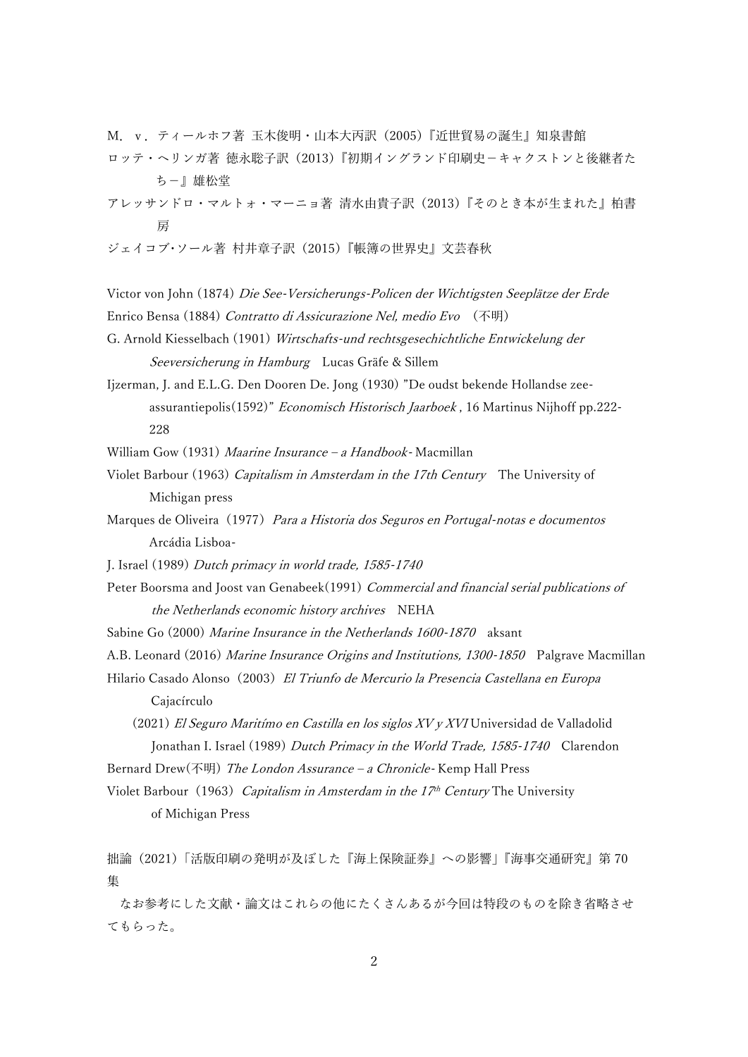M．ｖ．ティールホフ著 玉木俊明・山本大丙訳（2005）『近世貿易の誕生』知泉書館

ロッテ・ヘリンガ著 徳永聡子訳（2013）『初期イングランド印刷史－キャクストンと後継者たち－』雄松堂

アレッサンドロ・マルトォ・マーニョ著 清水由貴子訳（2013）『そのとき本が生まれた』柏書房

ジェイコブ･ソール著 村井章子訳（2015）『帳簿の世界史』文芸春秋

Victor von John (1874) *Die See-Versicherungs-Policen der Wichtigsten Seeplätze der Erde*

Enrico Bensa (1884) *Contratto di Assicurazione Nel, medio Evo* （不明）

G. Arnold Kiesselbach (1901) *Wirtschafts-und rechtsgesechichtliche Entwickelung der Seeversicherung in Hamburg* Lucas Gräfe & Sillem

Ijzerman, J. and E.L.G. Den Dooren De. Jong (1930) "De oudst bekende Hollandse zee-assurantiepolis(1592)" *Economisch Historisch Jaarboek* , 16 Martinus Nijhoff pp.222-228

William Gow (1931) *Maarine Insurance – a Handbook-* Macmillan

Violet Barbour (1963) *Capitalism in Amsterdam in the 17th Century* The University of Michigan press

Marques de Oliveira（1977）*Para a Historia dos Seguros en Portugal-notas e documentos* Arcádia Lisboa-

J. Israel (1989) *Dutch primacy in world trade, 1585-1740*

Peter Boorsma and Joost van Genabeek(1991) *Commercial and financial serial publications of the Netherlands economic history archives* NEHA

Sabine Go (2000) *Marine Insurance in the Netherlands 1600-1870* aksant

A.B. Leonard (2016) *Marine Insurance Origins and Institutions, 1300-1850* Palgrave Macmillan

Hilario Casado Alonso（2003）*El Triunfo de Mercurio la Presencia Castellana en Europa* Cajacírculo

（2021）*El Seguro Maritímo en Castilla en los siglos XV y XVI* Universidad de Valladolid

Jonathan I. Israel (1989) *Dutch Primacy in the World Trade, 1585-1740* Clarendon

Bernard Drew(不明) *The London Assurance – a Chronicle-* Kemp Hall Press

Violet Barbour（1963）*Capitalism in Amsterdam in the 17th Century* The University of Michigan Press

拙論（2021）「活版印刷の発明が及ぼした『海上保険証券』への影響」『海事交通研究』第 70 集

なお参考にした文献・論文はこれらの他にたくさんあるが今回は特段のものを除き省略させてもらった。